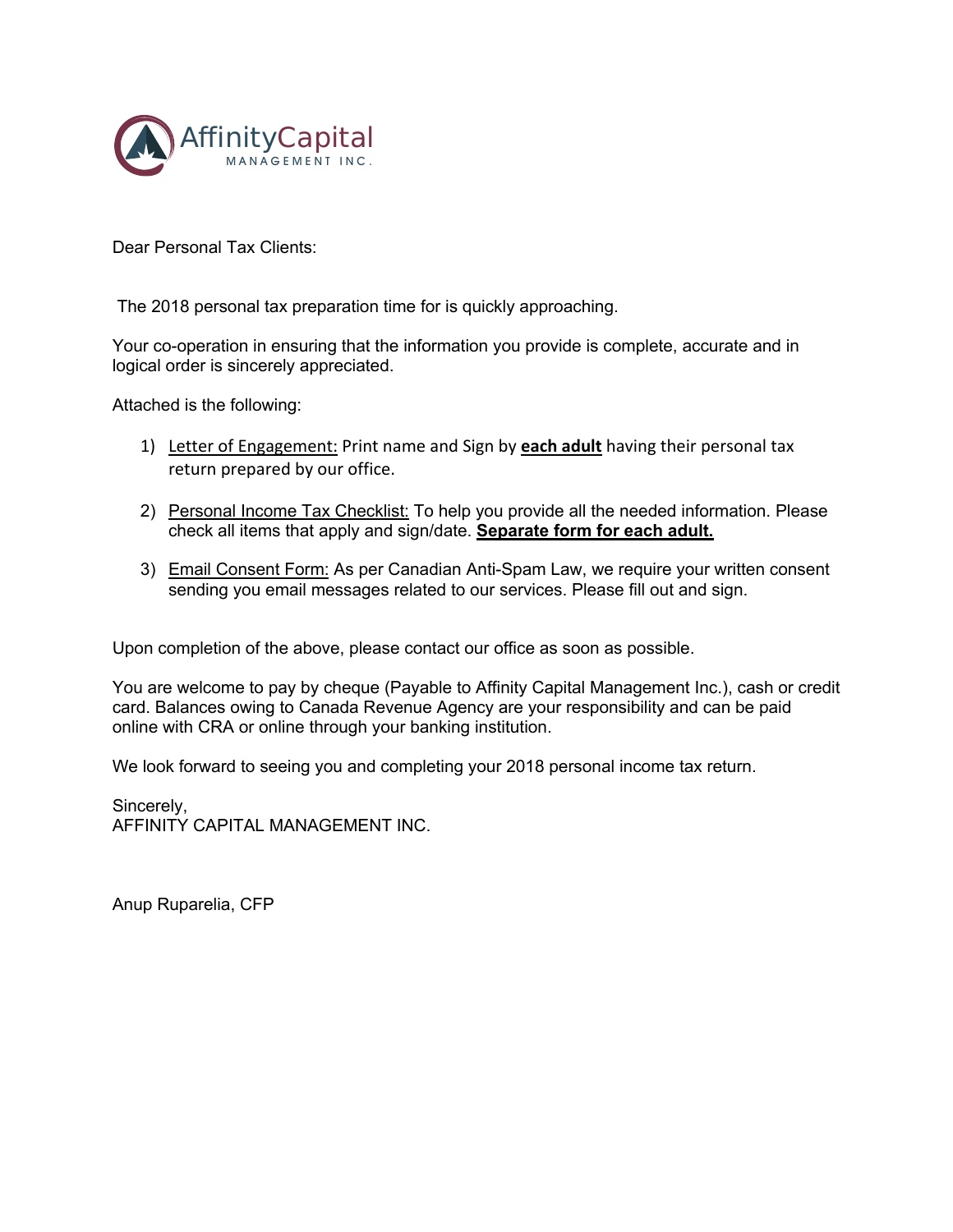AffinityCapital
MANAGEMENT INC.

Dear Personal Tax Clients:

The 2018 personal tax preparation time for is quickly approaching.

Your co-operation in ensuring that the information you provide is complete, accurate and in logical order is sincerely appreciated.

Attached is the following:

1) Letter of Engagement: Print name and Sign by **each adult** having their personal tax return prepared by our office.

2) Personal Income Tax Checklist: To help you provide all the needed information. Please check all items that apply and sign/date. **Separate form for each adult.**

3) Email Consent Form: As per Canadian Anti-Spam Law, we require your written consent sending you email messages related to our services. Please fill out and sign.

Upon completion of the above, please contact our office as soon as possible.

You are welcome to pay by cheque (Payable to Affinity Capital Management Inc.), cash or credit card. Balances owing to Canada Revenue Agency are your responsibility and can be paid online with CRA or online through your banking institution.

We look forward to seeing you and completing your 2018 personal income tax return.

Sincerely,
AFFINITY CAPITAL MANAGEMENT INC.

Anup Ruparelia, CFP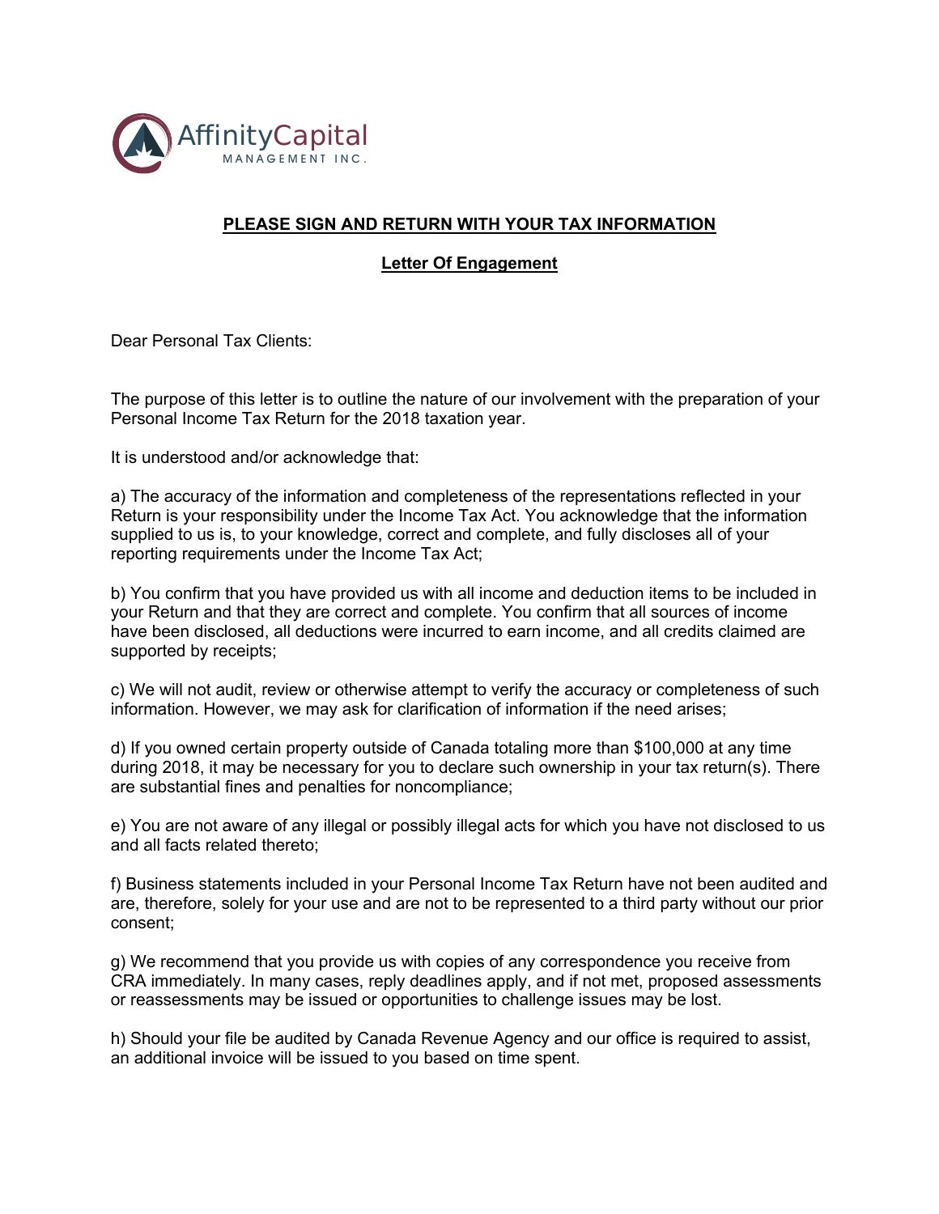**PLEASE SIGN AND RETURN WITH YOUR TAX INFORMATION**

**Letter Of Engagement**

Dear Personal Tax Clients:

The purpose of this letter is to outline the nature of our involvement with the preparation of your Personal Income Tax Return for the 2018 taxation year.

It is understood and/or acknowledge that:

a) The accuracy of the information and completeness of the representations reflected in your Return is your responsibility under the Income Tax Act. You acknowledge that the information supplied to us is, to your knowledge, correct and complete, and fully discloses all of your reporting requirements under the Income Tax Act;

b) You confirm that you have provided us with all income and deduction items to be included in your Return and that they are correct and complete. You confirm that all sources of income have been disclosed, all deductions were incurred to earn income, and all credits claimed are supported by receipts;

c) We will not audit, review or otherwise attempt to verify the accuracy or completeness of such information. However, we may ask for clarification of information if the need arises;

d) If you owned certain property outside of Canada totaling more than $100,000 at any time during 2018, it may be necessary for you to declare such ownership in your tax return(s). There are substantial fines and penalties for noncompliance;

e) You are not aware of any illegal or possibly illegal acts for which you have not disclosed to us and all facts related thereto;

f) Business statements included in your Personal Income Tax Return have not been audited and are, therefore, solely for your use and are not to be represented to a third party without our prior consent;

g) We recommend that you provide us with copies of any correspondence you receive from CRA immediately. In many cases, reply deadlines apply, and if not met, proposed assessments or reassessments may be issued or opportunities to challenge issues may be lost.

h) Should your file be audited by Canada Revenue Agency and our office is required to assist, an additional invoice will be issued to you based on time spent.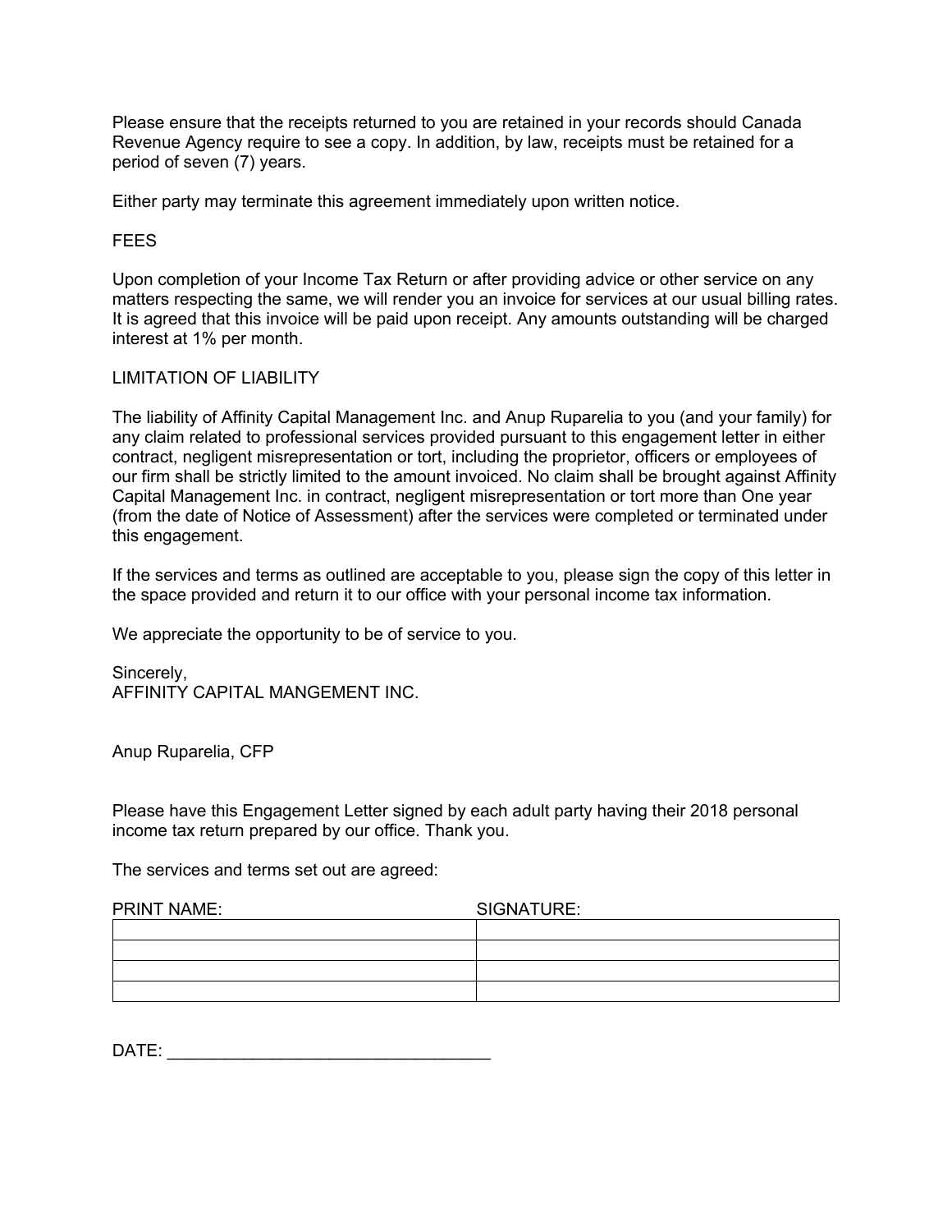Please ensure that the receipts returned to you are retained in your records should Canada Revenue Agency require to see a copy. In addition, by law, receipts must be retained for a period of seven (7) years.

Either party may terminate this agreement immediately upon written notice.

## FEES

Upon completion of your Income Tax Return or after providing advice or other service on any matters respecting the same, we will render you an invoice for services at our usual billing rates. It is agreed that this invoice will be paid upon receipt. Any amounts outstanding will be charged interest at 1% per month.

## LIMITATION OF LIABILITY

The liability of Affinity Capital Management Inc. and Anup Ruparelia to you (and your family) for any claim related to professional services provided pursuant to this engagement letter in either contract, negligent misrepresentation or tort, including the proprietor, officers or employees of our firm shall be strictly limited to the amount invoiced. No claim shall be brought against Affinity Capital Management Inc. in contract, negligent misrepresentation or tort more than One year (from the date of Notice of Assessment) after the services were completed or terminated under this engagement.

If the services and terms as outlined are acceptable to you, please sign the copy of this letter in the space provided and return it to our office with your personal income tax information.

We appreciate the opportunity to be of service to you.

Sincerely,
AFFINITY CAPITAL MANGEMENT INC.

Anup Ruparelia, CFP

Please have this Engagement Letter signed by each adult party having their 2018 personal income tax return prepared by our office. Thank you.

The services and terms set out are agreed:

| PRINT NAME: | SIGNATURE: |
| --- | --- |
| | |
| | |
| | |
| | |

DATE: ___________________________________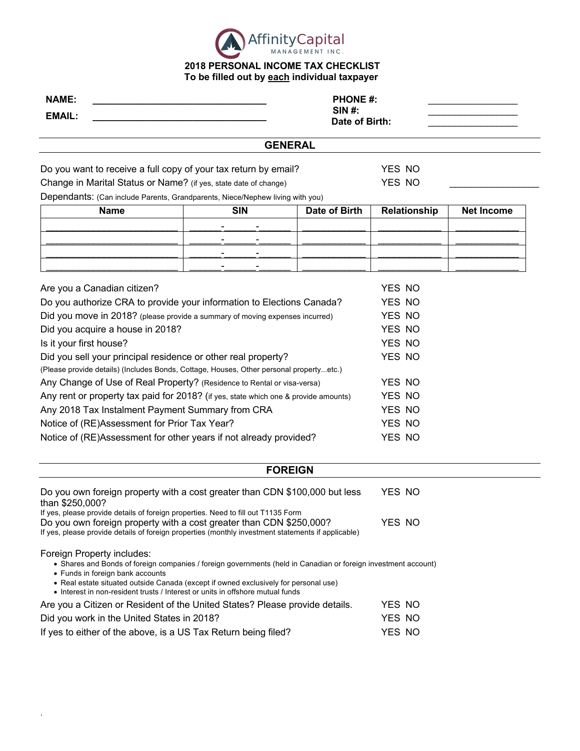AffinityCapital
MANAGEMENT INC.

**2018 PERSONAL INCOME TAX CHECKLIST**
**To be filled out by each individual taxpayer**

**NAME:** ______________________________ **PHONE #:** ________________

**EMAIL:** ______________________________ **SIN #:** ________________

**Date of Birth:** ________________

## GENERAL

Do you want to receive a full copy of your tax return by email? YES NO

Change in Marital Status or Name? (if yes, state date of change) YES NO ________________

Dependants: (Can include Parents, Grandparents, Niece/Nephew living with you)

| Name | SIN | Date of Birth | Relationship | Net Income |
|---|---|---|---|---|
| ______________________ | _____-_____-_____ | ___________ | ___________ | ___________ |
| ______________________ | _____-_____-_____ | ___________ | ___________ | ___________ |
| ______________________ | _____-_____-_____ | ___________ | ___________ | ___________ |
| ______________________ | _____-_____-_____ | ___________ | ___________ | ___________ |

Are you a Canadian citizen? YES NO

Do you authorize CRA to provide your information to Elections Canada? YES NO

Did you move in 2018? (please provide a summary of moving expenses incurred) YES NO

Did you acquire a house in 2018? YES NO

Is it your first house? YES NO

Did you sell your principal residence or other real property? YES NO

(Please provide details) (Includes Bonds, Cottage, Houses, Other personal property...etc.)

Any Change of Use of Real Property? (Residence to Rental or visa-versa) YES NO

Any rent or property tax paid for 2018? (if yes, state which one & provide amounts) YES NO

Any 2018 Tax Instalment Payment Summary from CRA YES NO

Notice of (RE)Assessment for Prior Tax Year? YES NO

Notice of (RE)Assessment for other years if not already provided? YES NO

## FOREIGN

Do you own foreign property with a cost greater than CDN $100,000 but less than $250,000? YES NO

If yes, please provide details of foreign properties. Need to fill out T1135 Form

Do you own foreign property with a cost greater than CDN $250,000? YES NO

If yes, please provide details of foreign properties (monthly investment statements if applicable)

Foreign Property includes:

- Shares and Bonds of foreign companies / foreign governments (held in Canadian or foreign investment account)
- Funds in foreign bank accounts
- Real estate situated outside Canada (except if owned exclusively for personal use)
- Interest in non-resident trusts / Interest or units in offshore mutual funds

Are you a Citizen or Resident of the United States? Please provide details. YES NO

Did you work in the United States in 2018? YES NO

If yes to either of the above, is a US Tax Return being filed? YES NO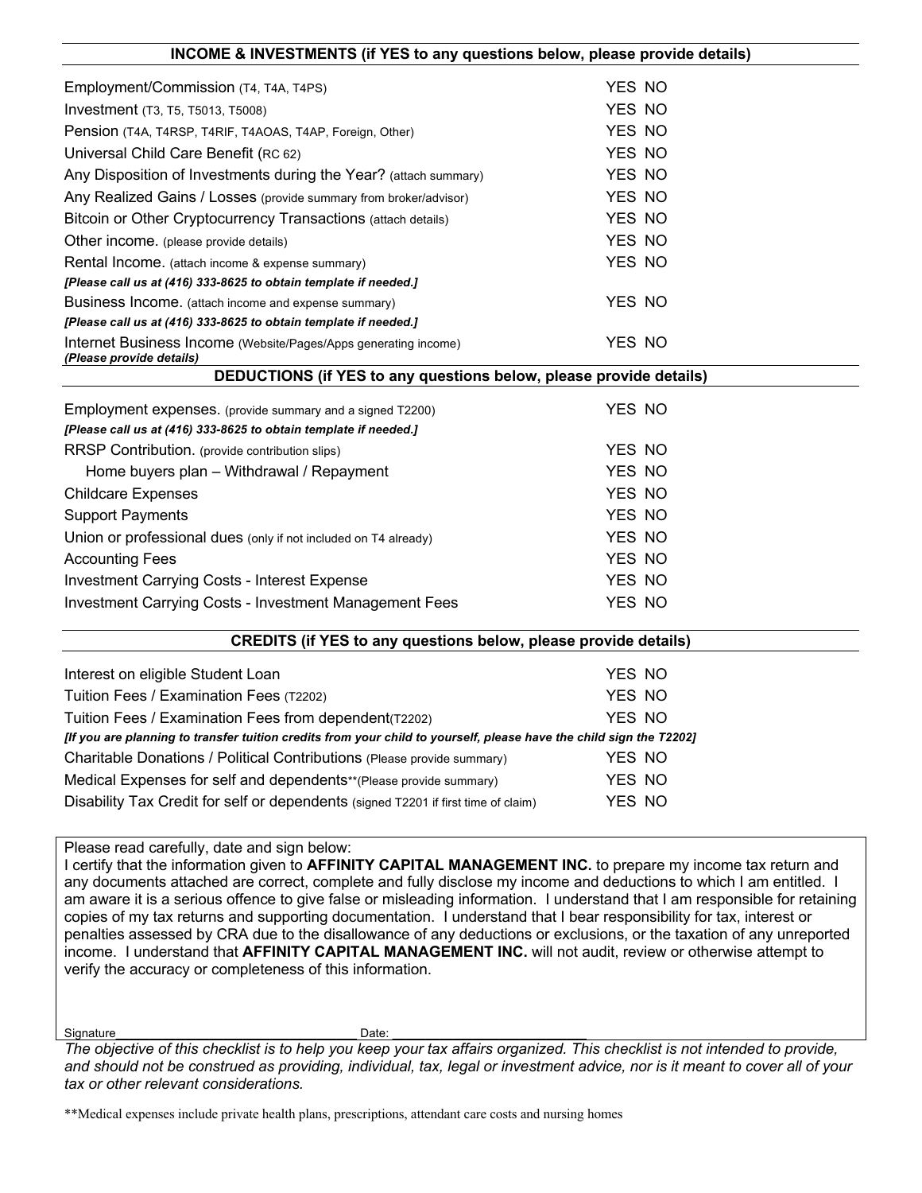## INCOME & INVESTMENTS (if YES to any questions below, please provide details)

| Item | |
|---|---|
| Employment/Commission (T4, T4A, T4PS) | YES NO |
| Investment (T3, T5, T5013, T5008) | YES NO |
| Pension (T4A, T4RSP, T4RIF, T4AOAS, T4AP, Foreign, Other) | YES NO |
| Universal Child Care Benefit (RC 62) | YES NO |
| Any Disposition of Investments during the Year? (attach summary) | YES NO |
| Any Realized Gains / Losses (provide summary from broker/advisor) | YES NO |
| Bitcoin or Other Cryptocurrency Transactions (attach details) | YES NO |
| Other income. (please provide details) | YES NO |
| Rental Income. (attach income & expense summary) | YES NO |
| ***[Please call us at (416) 333-8625 to obtain template if needed.]*** | |
| Business Income. (attach income and expense summary) | YES NO |
| ***[Please call us at (416) 333-8625 to obtain template if needed.]*** | |
| Internet Business Income (Website/Pages/Apps generating income) ***(Please provide details)*** | YES NO |

## DEDUCTIONS (if YES to any questions below, please provide details)

| Item | |
|---|---|
| Employment expenses. (provide summary and a signed T2200) | YES NO |
| ***[Please call us at (416) 333-8625 to obtain template if needed.]*** | |
| RRSP Contribution. (provide contribution slips) | YES NO |
| Home buyers plan – Withdrawal / Repayment | YES NO |
| Childcare Expenses | YES NO |
| Support Payments | YES NO |
| Union or professional dues (only if not included on T4 already) | YES NO |
| Accounting Fees | YES NO |
| Investment Carrying Costs - Interest Expense | YES NO |
| Investment Carrying Costs - Investment Management Fees | YES NO |

## CREDITS (if YES to any questions below, please provide details)

| Item | |
|---|---|
| Interest on eligible Student Loan | YES NO |
| Tuition Fees / Examination Fees (T2202) | YES NO |
| Tuition Fees / Examination Fees from dependent(T2202) | YES NO |
| ***[If you are planning to transfer tuition credits from your child to yourself, please have the child sign the T2202]*** | |
| Charitable Donations / Political Contributions (Please provide summary) | YES NO |
| Medical Expenses for self and dependents**(Please provide summary) | YES NO |
| Disability Tax Credit for self or dependents (signed T2201 if first time of claim) | YES NO |

Please read carefully, date and sign below:
I certify that the information given to **AFFINITY CAPITAL MANAGEMENT INC.** to prepare my income tax return and any documents attached are correct, complete and fully disclose my income and deductions to which I am entitled. I am aware it is a serious offence to give false or misleading information. I understand that I am responsible for retaining copies of my tax returns and supporting documentation. I understand that I bear responsibility for tax, interest or penalties assessed by CRA due to the disallowance of any deductions or exclusions, or the taxation of any unreported income. I understand that **AFFINITY CAPITAL MANAGEMENT INC.** will not audit, review or otherwise attempt to verify the accuracy or completeness of this information.

Signature\_\_\_\_\_\_\_\_\_\_\_\_\_\_\_\_\_\_\_\_\_\_\_\_\_\_\_\_\_\_\_\_\_ Date: \_\_\_\_\_\_\_\_\_\_\_\_\_\_\_\_\_\_\_\_\_\_\_\_

*The objective of this checklist is to help you keep your tax affairs organized. This checklist is not intended to provide, and should not be construed as providing, individual, tax, legal or investment advice, nor is it meant to cover all of your tax or other relevant considerations.*

**Medical expenses include private health plans, prescriptions, attendant care costs and nursing homes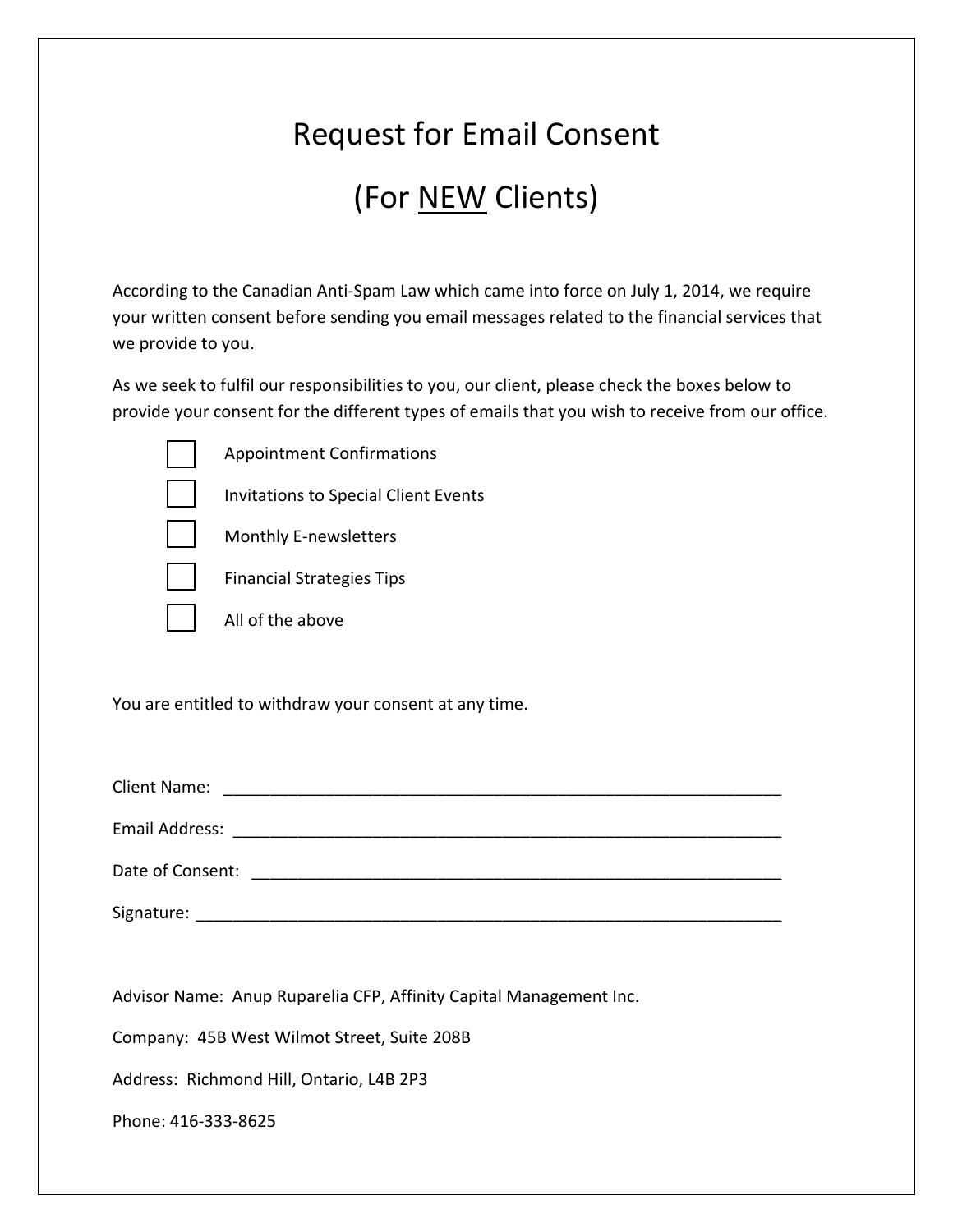# Request for Email Consent

## (For <u>NEW</u> Clients)

According to the Canadian Anti-Spam Law which came into force on July 1, 2014, we require your written consent before sending you email messages related to the financial services that we provide to you.

As we seek to fulfil our responsibilities to you, our client, please check the boxes below to provide your consent for the different types of emails that you wish to receive from our office.

- [ ] Appointment Confirmations
- [ ] Invitations to Special Client Events
- [ ] Monthly E-newsletters
- [ ] Financial Strategies Tips
- [ ] All of the above

You are entitled to withdraw your consent at any time.

Client Name: ______________________________________________________________

Email Address: ____________________________________________________________

Date of Consent: ___________________________________________________________

Signature: ________________________________________________________________

Advisor Name: Anup Ruparelia CFP, Affinity Capital Management Inc.

Company: 45B West Wilmot Street, Suite 208B

Address: Richmond Hill, Ontario, L4B 2P3

Phone: 416-333-8625